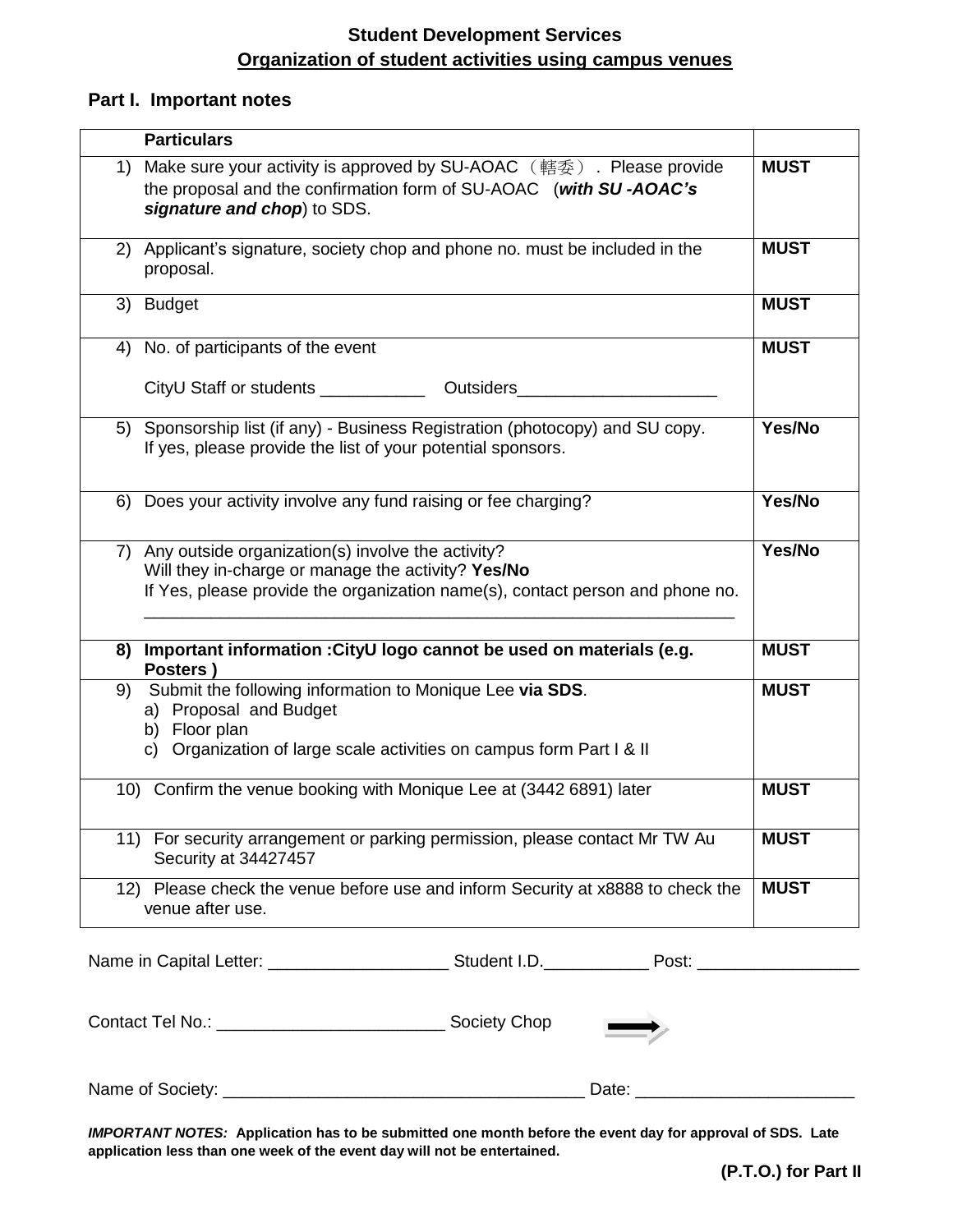**Student Development Services**

**Organization of student activities using campus venues**

## Part I. Important notes

| Particulars | |
|---|---|
| 1) Make sure your activity is approved by SU-AOAC（轄委）. Please provide the proposal and the confirmation form of SU-AOAC (***with SU -AOAC's signature and chop***) to SDS. | **MUST** |
| 2) Applicant's signature, society chop and phone no. must be included in the proposal. | **MUST** |
| 3) Budget | **MUST** |
| 4) No. of participants of the event<br><br>CityU Staff or students ___________ Outsiders____________________ | **MUST** |
| 5) Sponsorship list (if any) - Business Registration (photocopy) and SU copy. If yes, please provide the list of your potential sponsors. | **Yes/No** |
| 6) Does your activity involve any fund raising or fee charging? | **Yes/No** |
| 7) Any outside organization(s) involve the activity?<br>Will they in-charge or manage the activity? **Yes/No**<br>If Yes, please provide the organization name(s), contact person and phone no.<br>_______________________________________________________________ | **Yes/No** |
| **8) Important information :CityU logo cannot be used on materials (e.g. Posters )** | **MUST** |
| 9) Submit the following information to Monique Lee **via SDS**.<br>a) Proposal and Budget<br>b) Floor plan<br>c) Organization of large scale activities on campus form Part I & II | **MUST** |
| 10) Confirm the venue booking with Monique Lee at (3442 6891) later | **MUST** |
| 11) For security arrangement or parking permission, please contact Mr TW Au Security at 34427457 | **MUST** |
| 12) Please check the venue before use and inform Security at x8888 to check the venue after use. | **MUST** |

Name in Capital Letter: ___________________ Student I.D.___________ Post: _________________

Contact Tel No.: ________________________ Society Chop

Name of Society: ______________________________________ Date: ______________________

***IMPORTANT NOTES:*** **Application has to be submitted one month before the event day for approval of SDS. Late application less than one week of the event day will not be entertained.**

**(P.T.O.) for Part II**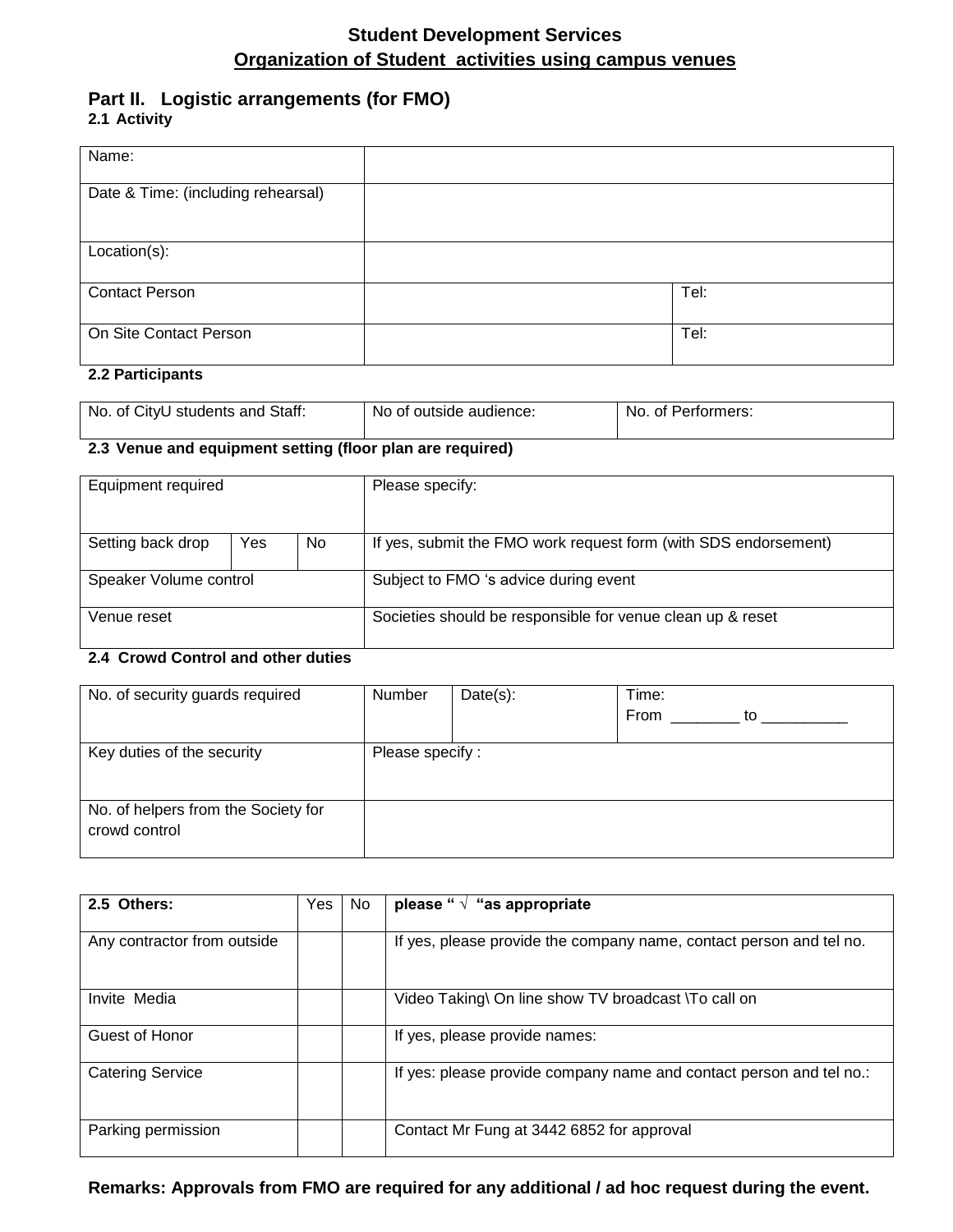**Student Development Services**

**Organization of Student activities using campus venues**

## Part II. Logistic arrangements (for FMO)

### 2.1 Activity

| | | |
|---|---|---|
| Name: | | |
| Date & Time: (including rehearsal) | | |
| Location(s): | | |
| Contact Person | | Tel: |
| On Site Contact Person | | Tel: |

### 2.2 Participants

| | | |
|---|---|---|
| No. of CityU students and Staff: | No of outside audience: | No. of Performers: |

### 2.3 Venue and equipment setting (floor plan are required)

| | | | |
|---|---|---|---|
| Equipment required | | | Please specify: |
| Setting back drop | Yes | No | If yes, submit the FMO work request form (with SDS endorsement) |
| Speaker Volume control | | | Subject to FMO 's advice during event |
| Venue reset | | | Societies should be responsible for venue clean up & reset |

### 2.4 Crowd Control and other duties

| | | | |
|---|---|---|---|
| No. of security guards required | Number | Date(s): | Time: From ________ to __________ |
| Key duties of the security | Please specify : | | |
| No. of helpers from the Society for crowd control | | | |

| 2.5 Others: | Yes | No | please " √ "as appropriate |
|---|---|---|---|
| Any contractor from outside | | | If yes, please provide the company name, contact person and tel no. |
| Invite Media | | | Video Taking\ On line show TV broadcast \To call on |
| Guest of Honor | | | If yes, please provide names: |
| Catering Service | | | If yes: please provide company name and contact person and tel no.: |
| Parking permission | | | Contact Mr Fung at 3442 6852 for approval |

**Remarks: Approvals from FMO are required for any additional / ad hoc request during the event.**